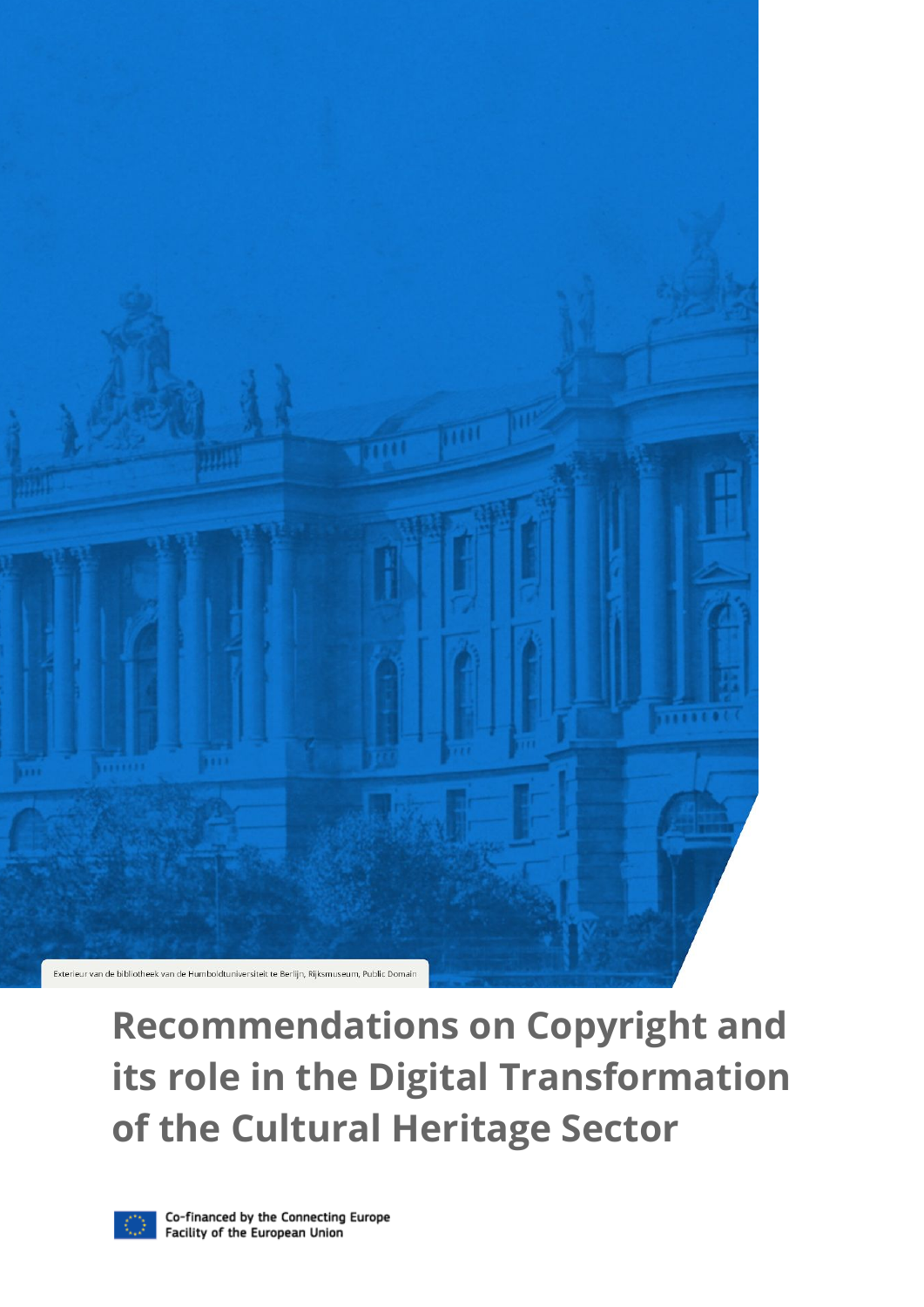Exterieur van de bibliotheek van de Humboldtuniversiteit te Berlijn, Rijksmuseum, Public Domain

# Recommendations on Copyright and its role in the Digital Transformation of the Cultural Heritage Sector

Co-financed by the Connecting Europe Facility of the European Union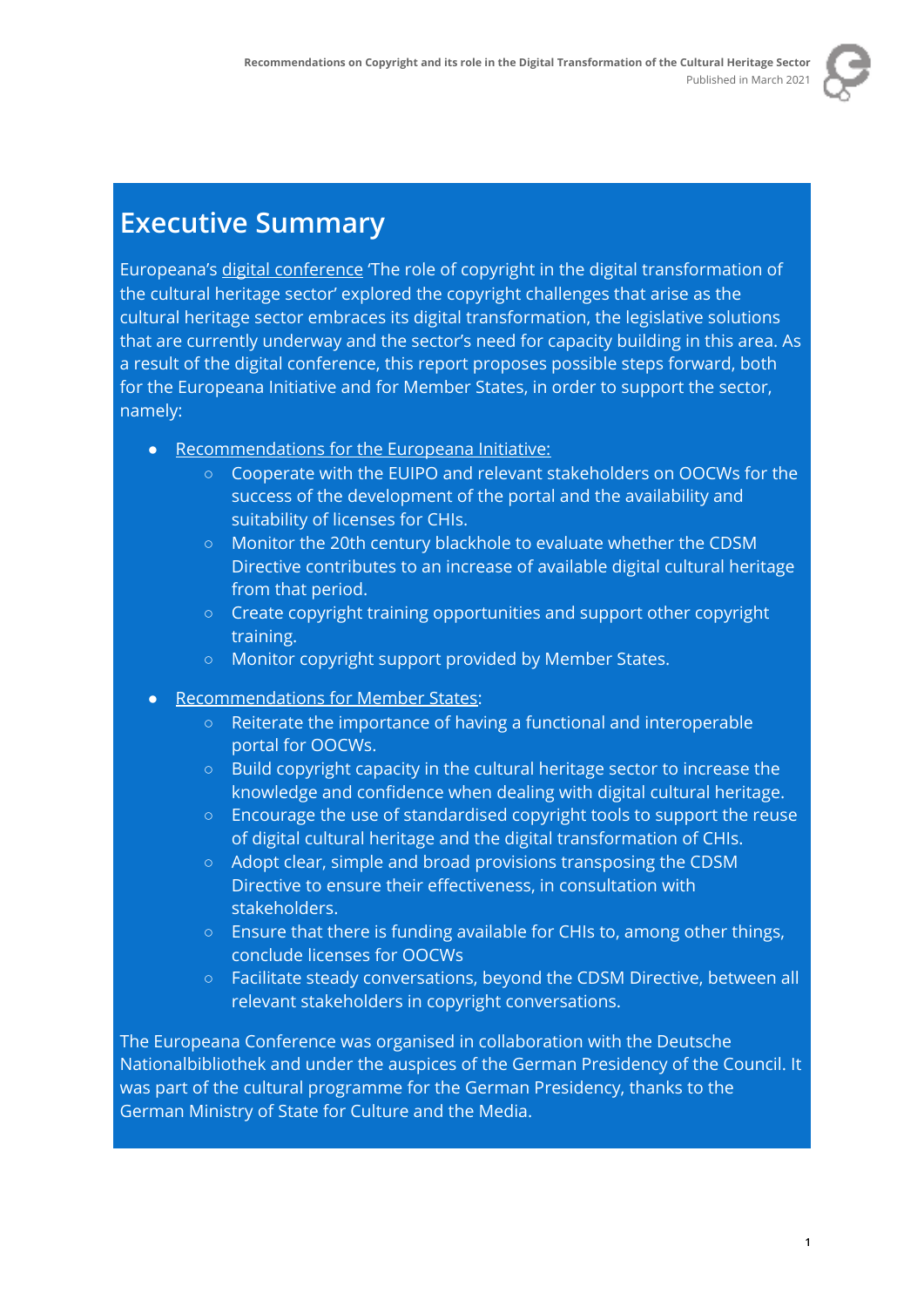# Executive Summary

Europeana's digital conference 'The role of copyright in the digital transformation of the cultural heritage sector' explored the copyright challenges that arise as the cultural heritage sector embraces its digital transformation, the legislative solutions that are currently underway and the sector's need for capacity building in this area. As a result of the digital conference, this report proposes possible steps forward, both for the Europeana Initiative and for Member States, in order to support the sector, namely:

- Recommendations for the Europeana Initiative:
  - Cooperate with the EUIPO and relevant stakeholders on OOCWs for the success of the development of the portal and the availability and suitability of licenses for CHIs.
  - Monitor the 20th century blackhole to evaluate whether the CDSM Directive contributes to an increase of available digital cultural heritage from that period.
  - Create copyright training opportunities and support other copyright training.
  - Monitor copyright support provided by Member States.
- Recommendations for Member States:
  - Reiterate the importance of having a functional and interoperable portal for OOCWs.
  - Build copyright capacity in the cultural heritage sector to increase the knowledge and confidence when dealing with digital cultural heritage.
  - Encourage the use of standardised copyright tools to support the reuse of digital cultural heritage and the digital transformation of CHIs.
  - Adopt clear, simple and broad provisions transposing the CDSM Directive to ensure their effectiveness, in consultation with stakeholders.
  - Ensure that there is funding available for CHIs to, among other things, conclude licenses for OOCWs
  - Facilitate steady conversations, beyond the CDSM Directive, between all relevant stakeholders in copyright conversations.

The Europeana Conference was organised in collaboration with the Deutsche Nationalbibliothek and under the auspices of the German Presidency of the Council. It was part of the cultural programme for the German Presidency, thanks to the German Ministry of State for Culture and the Media.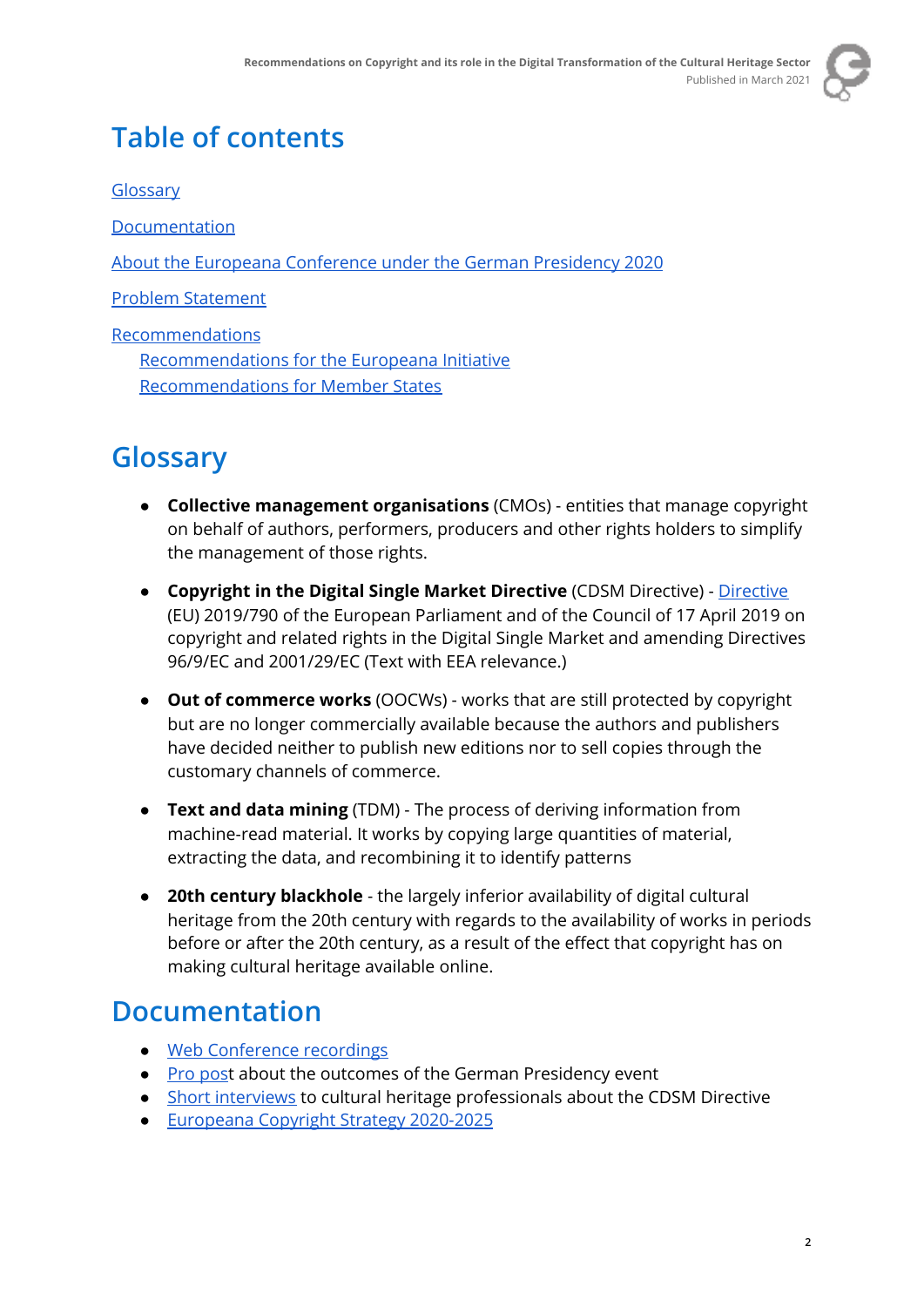# Table of contents

Glossary

Documentation

About the Europeana Conference under the German Presidency 2020

Problem Statement

Recommendations

- Recommendations for the Europeana Initiative
- Recommendations for Member States

# Glossary

- **Collective management organisations** (CMOs) - entities that manage copyright on behalf of authors, performers, producers and other rights holders to simplify the management of those rights.
- **Copyright in the Digital Single Market Directive** (CDSM Directive) - Directive (EU) 2019/790 of the European Parliament and of the Council of 17 April 2019 on copyright and related rights in the Digital Single Market and amending Directives 96/9/EC and 2001/29/EC (Text with EEA relevance.)
- **Out of commerce works** (OOCWs) - works that are still protected by copyright but are no longer commercially available because the authors and publishers have decided neither to publish new editions nor to sell copies through the customary channels of commerce.
- **Text and data mining** (TDM) - The process of deriving information from machine-read material. It works by copying large quantities of material, extracting the data, and recombining it to identify patterns
- **20th century blackhole** - the largely inferior availability of digital cultural heritage from the 20th century with regards to the availability of works in periods before or after the 20th century, as a result of the effect that copyright has on making cultural heritage available online.

# Documentation

- Web Conference recordings
- Pro post about the outcomes of the German Presidency event
- Short interviews to cultural heritage professionals about the CDSM Directive
- Europeana Copyright Strategy 2020-2025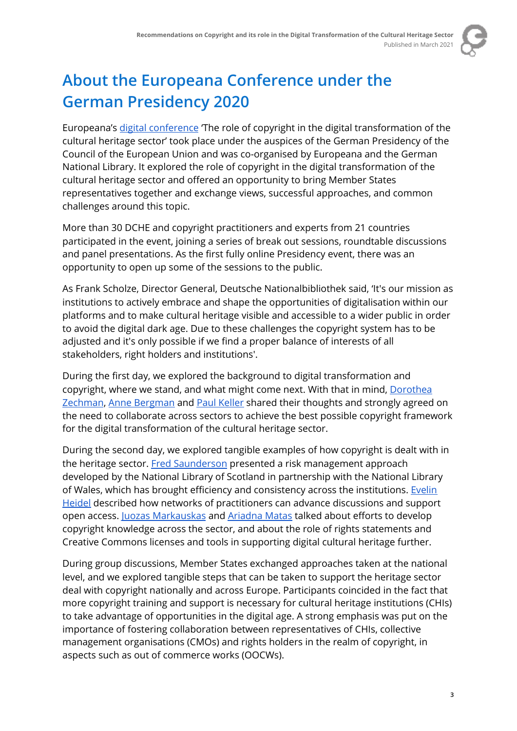# About the Europeana Conference under the German Presidency 2020

Europeana's digital conference 'The role of copyright in the digital transformation of the cultural heritage sector' took place under the auspices of the German Presidency of the Council of the European Union and was co-organised by Europeana and the German National Library. It explored the role of copyright in the digital transformation of the cultural heritage sector and offered an opportunity to bring Member States representatives together and exchange views, successful approaches, and common challenges around this topic.

More than 30 DCHE and copyright practitioners and experts from 21 countries participated in the event, joining a series of break out sessions, roundtable discussions and panel presentations. As the first fully online Presidency event, there was an opportunity to open up some of the sessions to the public.

As Frank Scholze, Director General, Deutsche Nationalbibliothek said, 'It's our mission as institutions to actively embrace and shape the opportunities of digitalisation within our platforms and to make cultural heritage visible and accessible to a wider public in order to avoid the digital dark age. Due to these challenges the copyright system has to be adjusted and it's only possible if we find a proper balance of interests of all stakeholders, right holders and institutions'.

During the first day, we explored the background to digital transformation and copyright, where we stand, and what might come next. With that in mind, Dorothea Zechman, Anne Bergman and Paul Keller shared their thoughts and strongly agreed on the need to collaborate across sectors to achieve the best possible copyright framework for the digital transformation of the cultural heritage sector.

During the second day, we explored tangible examples of how copyright is dealt with in the heritage sector. Fred Saunderson presented a risk management approach developed by the National Library of Scotland in partnership with the National Library of Wales, which has brought efficiency and consistency across the institutions. Evelin Heidel described how networks of practitioners can advance discussions and support open access. Juozas Markauskas and Ariadna Matas talked about efforts to develop copyright knowledge across the sector, and about the role of rights statements and Creative Commons licenses and tools in supporting digital cultural heritage further.

During group discussions, Member States exchanged approaches taken at the national level, and we explored tangible steps that can be taken to support the heritage sector deal with copyright nationally and across Europe. Participants coincided in the fact that more copyright training and support is necessary for cultural heritage institutions (CHIs) to take advantage of opportunities in the digital age. A strong emphasis was put on the importance of fostering collaboration between representatives of CHIs, collective management organisations (CMOs) and rights holders in the realm of copyright, in aspects such as out of commerce works (OOCWs).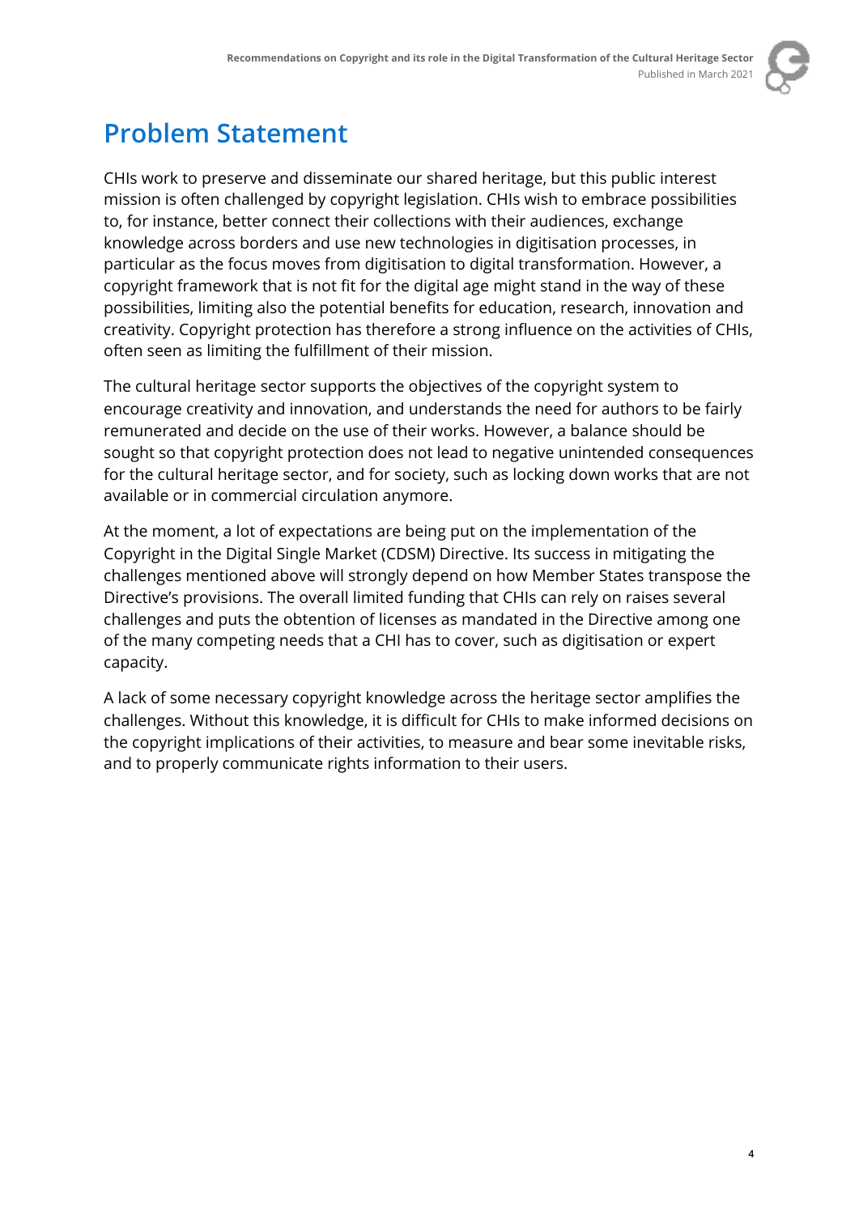# Problem Statement

CHIs work to preserve and disseminate our shared heritage, but this public interest mission is often challenged by copyright legislation. CHIs wish to embrace possibilities to, for instance, better connect their collections with their audiences, exchange knowledge across borders and use new technologies in digitisation processes, in particular as the focus moves from digitisation to digital transformation. However, a copyright framework that is not fit for the digital age might stand in the way of these possibilities, limiting also the potential benefits for education, research, innovation and creativity. Copyright protection has therefore a strong influence on the activities of CHIs, often seen as limiting the fulfillment of their mission.

The cultural heritage sector supports the objectives of the copyright system to encourage creativity and innovation, and understands the need for authors to be fairly remunerated and decide on the use of their works. However, a balance should be sought so that copyright protection does not lead to negative unintended consequences for the cultural heritage sector, and for society, such as locking down works that are not available or in commercial circulation anymore.

At the moment, a lot of expectations are being put on the implementation of the Copyright in the Digital Single Market (CDSM) Directive. Its success in mitigating the challenges mentioned above will strongly depend on how Member States transpose the Directive's provisions. The overall limited funding that CHIs can rely on raises several challenges and puts the obtention of licenses as mandated in the Directive among one of the many competing needs that a CHI has to cover, such as digitisation or expert capacity.

A lack of some necessary copyright knowledge across the heritage sector amplifies the challenges. Without this knowledge, it is difficult for CHIs to make informed decisions on the copyright implications of their activities, to measure and bear some inevitable risks, and to properly communicate rights information to their users.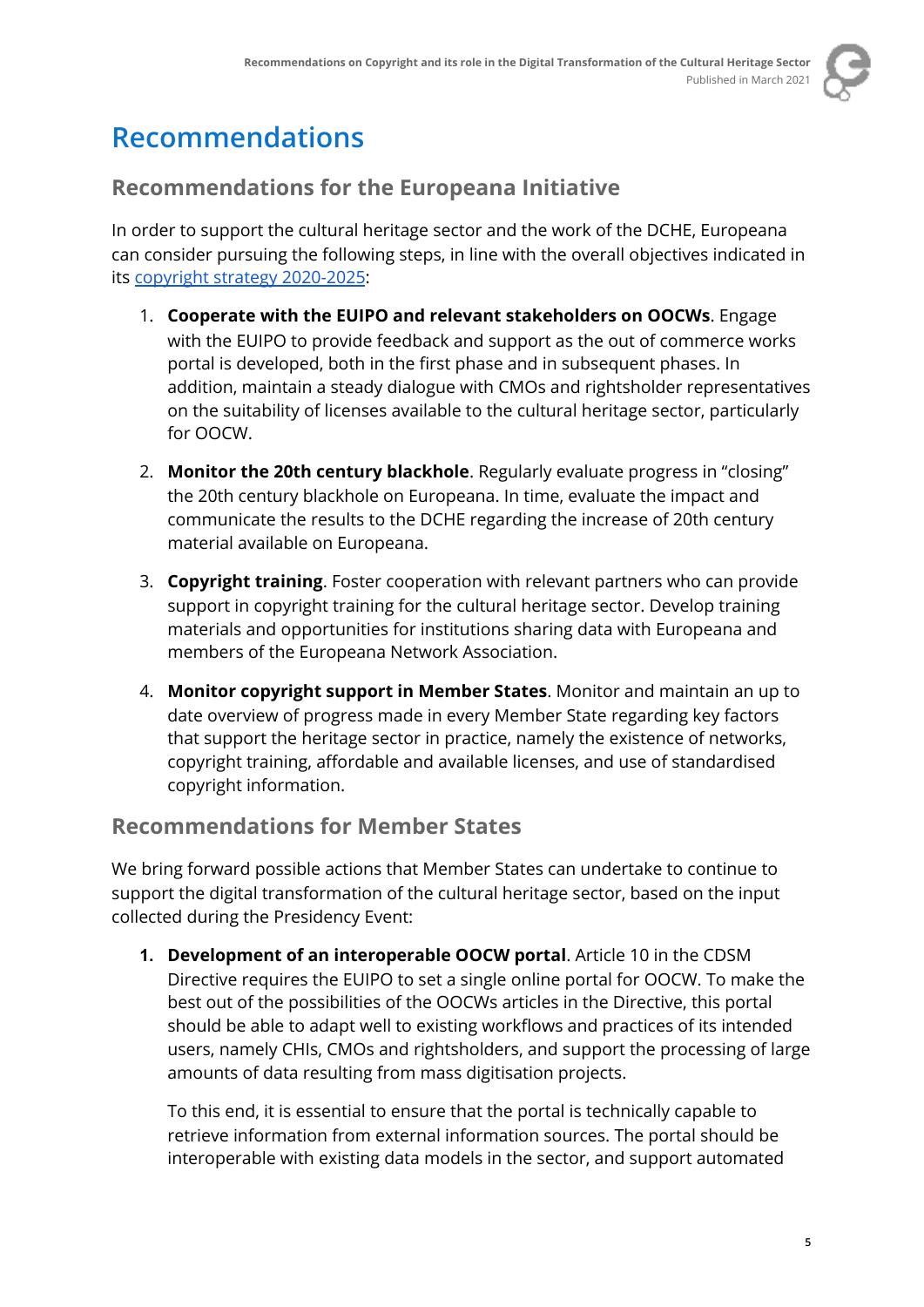# Recommendations

## Recommendations for the Europeana Initiative

In order to support the cultural heritage sector and the work of the DCHE, Europeana can consider pursuing the following steps, in line with the overall objectives indicated in its copyright strategy 2020-2025:

1. **Cooperate with the EUIPO and relevant stakeholders on OOCWs**. Engage with the EUIPO to provide feedback and support as the out of commerce works portal is developed, both in the first phase and in subsequent phases. In addition, maintain a steady dialogue with CMOs and rightsholder representatives on the suitability of licenses available to the cultural heritage sector, particularly for OOCW.

2. **Monitor the 20th century blackhole**. Regularly evaluate progress in "closing" the 20th century blackhole on Europeana. In time, evaluate the impact and communicate the results to the DCHE regarding the increase of 20th century material available on Europeana.

3. **Copyright training**. Foster cooperation with relevant partners who can provide support in copyright training for the cultural heritage sector. Develop training materials and opportunities for institutions sharing data with Europeana and members of the Europeana Network Association.

4. **Monitor copyright support in Member States**. Monitor and maintain an up to date overview of progress made in every Member State regarding key factors that support the heritage sector in practice, namely the existence of networks, copyright training, affordable and available licenses, and use of standardised copyright information.

## Recommendations for Member States

We bring forward possible actions that Member States can undertake to continue to support the digital transformation of the cultural heritage sector, based on the input collected during the Presidency Event:

1. **Development of an interoperable OOCW portal**. Article 10 in the CDSM Directive requires the EUIPO to set a single online portal for OOCW. To make the best out of the possibilities of the OOCWs articles in the Directive, this portal should be able to adapt well to existing workflows and practices of its intended users, namely CHIs, CMOs and rightsholders, and support the processing of large amounts of data resulting from mass digitisation projects.

   To this end, it is essential to ensure that the portal is technically capable to retrieve information from external information sources. The portal should be interoperable with existing data models in the sector, and support automated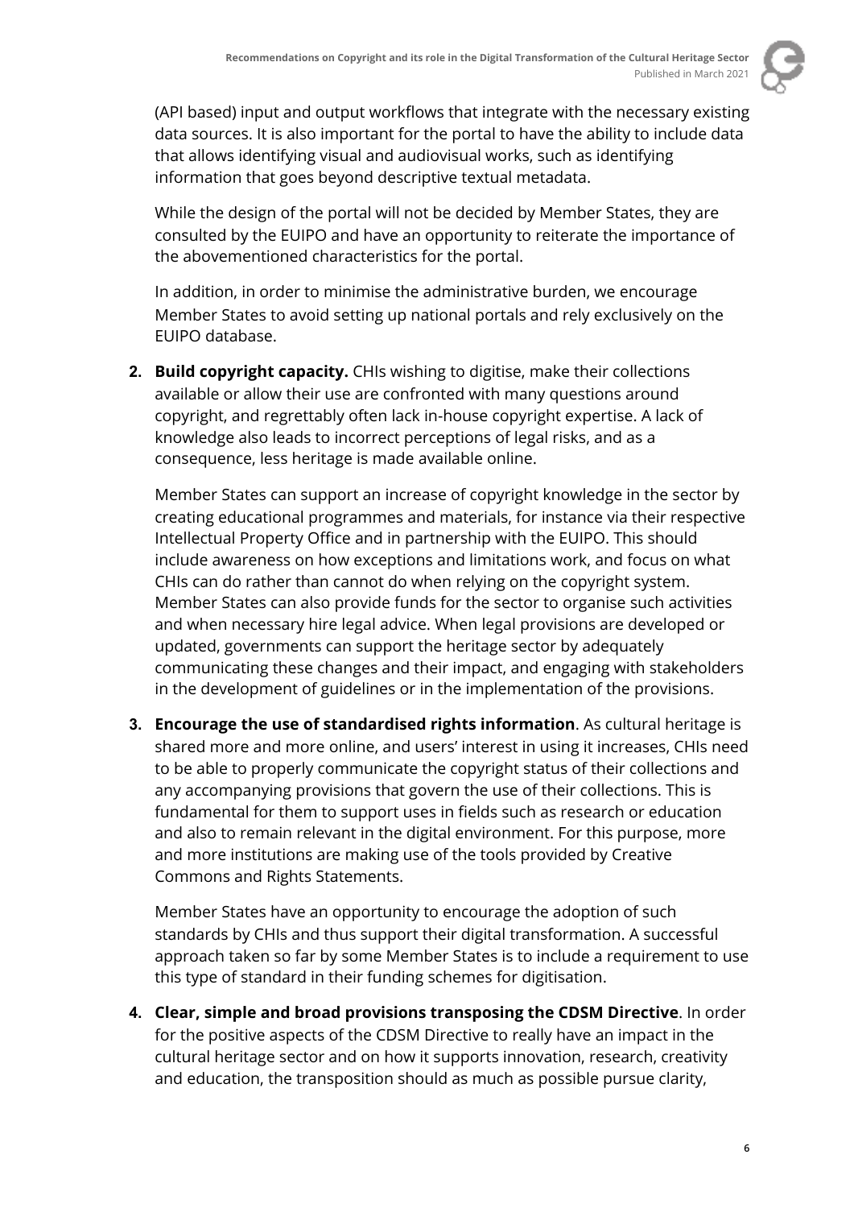(API based) input and output workflows that integrate with the necessary existing data sources. It is also important for the portal to have the ability to include data that allows identifying visual and audiovisual works, such as identifying information that goes beyond descriptive textual metadata.

While the design of the portal will not be decided by Member States, they are consulted by the EUIPO and have an opportunity to reiterate the importance of the abovementioned characteristics for the portal.

In addition, in order to minimise the administrative burden, we encourage Member States to avoid setting up national portals and rely exclusively on the EUIPO database.

2. **Build copyright capacity.** CHIs wishing to digitise, make their collections available or allow their use are confronted with many questions around copyright, and regrettably often lack in-house copyright expertise. A lack of knowledge also leads to incorrect perceptions of legal risks, and as a consequence, less heritage is made available online.

   Member States can support an increase of copyright knowledge in the sector by creating educational programmes and materials, for instance via their respective Intellectual Property Office and in partnership with the EUIPO. This should include awareness on how exceptions and limitations work, and focus on what CHIs can do rather than cannot do when relying on the copyright system. Member States can also provide funds for the sector to organise such activities and when necessary hire legal advice. When legal provisions are developed or updated, governments can support the heritage sector by adequately communicating these changes and their impact, and engaging with stakeholders in the development of guidelines or in the implementation of the provisions.

3. **Encourage the use of standardised rights information**. As cultural heritage is shared more and more online, and users' interest in using it increases, CHIs need to be able to properly communicate the copyright status of their collections and any accompanying provisions that govern the use of their collections. This is fundamental for them to support uses in fields such as research or education and also to remain relevant in the digital environment. For this purpose, more and more institutions are making use of the tools provided by Creative Commons and Rights Statements.

   Member States have an opportunity to encourage the adoption of such standards by CHIs and thus support their digital transformation. A successful approach taken so far by some Member States is to include a requirement to use this type of standard in their funding schemes for digitisation.

4. **Clear, simple and broad provisions transposing the CDSM Directive**. In order for the positive aspects of the CDSM Directive to really have an impact in the cultural heritage sector and on how it supports innovation, research, creativity and education, the transposition should as much as possible pursue clarity,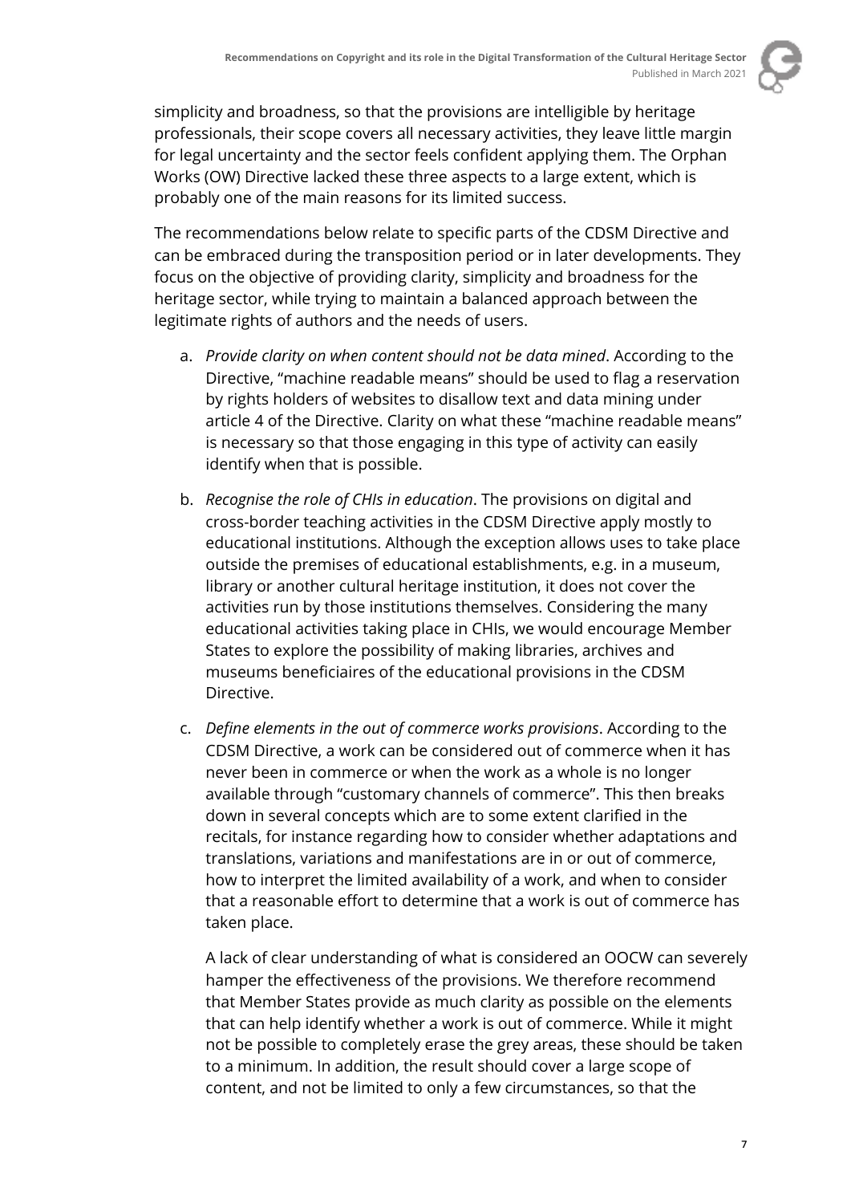simplicity and broadness, so that the provisions are intelligible by heritage professionals, their scope covers all necessary activities, they leave little margin for legal uncertainty and the sector feels confident applying them. The Orphan Works (OW) Directive lacked these three aspects to a large extent, which is probably one of the main reasons for its limited success.

The recommendations below relate to specific parts of the CDSM Directive and can be embraced during the transposition period or in later developments. They focus on the objective of providing clarity, simplicity and broadness for the heritage sector, while trying to maintain a balanced approach between the legitimate rights of authors and the needs of users.

a. *Provide clarity on when content should not be data mined*. According to the Directive, "machine readable means" should be used to flag a reservation by rights holders of websites to disallow text and data mining under article 4 of the Directive. Clarity on what these "machine readable means" is necessary so that those engaging in this type of activity can easily identify when that is possible.

b. *Recognise the role of CHIs in education*. The provisions on digital and cross-border teaching activities in the CDSM Directive apply mostly to educational institutions. Although the exception allows uses to take place outside the premises of educational establishments, e.g. in a museum, library or another cultural heritage institution, it does not cover the activities run by those institutions themselves. Considering the many educational activities taking place in CHIs, we would encourage Member States to explore the possibility of making libraries, archives and museums beneficiaires of the educational provisions in the CDSM Directive.

c. *Define elements in the out of commerce works provisions*. According to the CDSM Directive, a work can be considered out of commerce when it has never been in commerce or when the work as a whole is no longer available through "customary channels of commerce". This then breaks down in several concepts which are to some extent clarified in the recitals, for instance regarding how to consider whether adaptations and translations, variations and manifestations are in or out of commerce, how to interpret the limited availability of a work, and when to consider that a reasonable effort to determine that a work is out of commerce has taken place.

   A lack of clear understanding of what is considered an OOCW can severely hamper the effectiveness of the provisions. We therefore recommend that Member States provide as much clarity as possible on the elements that can help identify whether a work is out of commerce. While it might not be possible to completely erase the grey areas, these should be taken to a minimum. In addition, the result should cover a large scope of content, and not be limited to only a few circumstances, so that the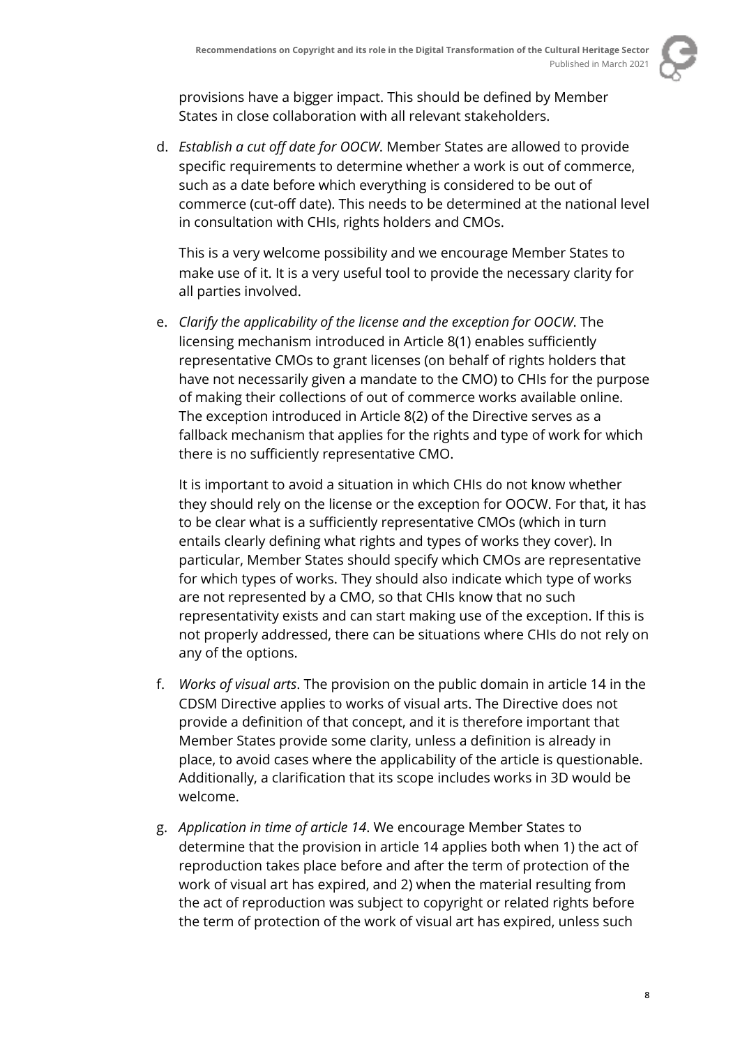provisions have a bigger impact. This should be defined by Member States in close collaboration with all relevant stakeholders.

d. *Establish a cut off date for OOCW*. Member States are allowed to provide specific requirements to determine whether a work is out of commerce, such as a date before which everything is considered to be out of commerce (cut-off date). This needs to be determined at the national level in consultation with CHIs, rights holders and CMOs.

   This is a very welcome possibility and we encourage Member States to make use of it. It is a very useful tool to provide the necessary clarity for all parties involved.

e. *Clarify the applicability of the license and the exception for OOCW*. The licensing mechanism introduced in Article 8(1) enables sufficiently representative CMOs to grant licenses (on behalf of rights holders that have not necessarily given a mandate to the CMO) to CHIs for the purpose of making their collections of out of commerce works available online. The exception introduced in Article 8(2) of the Directive serves as a fallback mechanism that applies for the rights and type of work for which there is no sufficiently representative CMO.

   It is important to avoid a situation in which CHIs do not know whether they should rely on the license or the exception for OOCW. For that, it has to be clear what is a sufficiently representative CMOs (which in turn entails clearly defining what rights and types of works they cover). In particular, Member States should specify which CMOs are representative for which types of works. They should also indicate which type of works are not represented by a CMO, so that CHIs know that no such representativity exists and can start making use of the exception. If this is not properly addressed, there can be situations where CHIs do not rely on any of the options.

f. *Works of visual arts*. The provision on the public domain in article 14 in the CDSM Directive applies to works of visual arts. The Directive does not provide a definition of that concept, and it is therefore important that Member States provide some clarity, unless a definition is already in place, to avoid cases where the applicability of the article is questionable. Additionally, a clarification that its scope includes works in 3D would be welcome.

g. *Application in time of article 14*. We encourage Member States to determine that the provision in article 14 applies both when 1) the act of reproduction takes place before and after the term of protection of the work of visual art has expired, and 2) when the material resulting from the act of reproduction was subject to copyright or related rights before the term of protection of the work of visual art has expired, unless such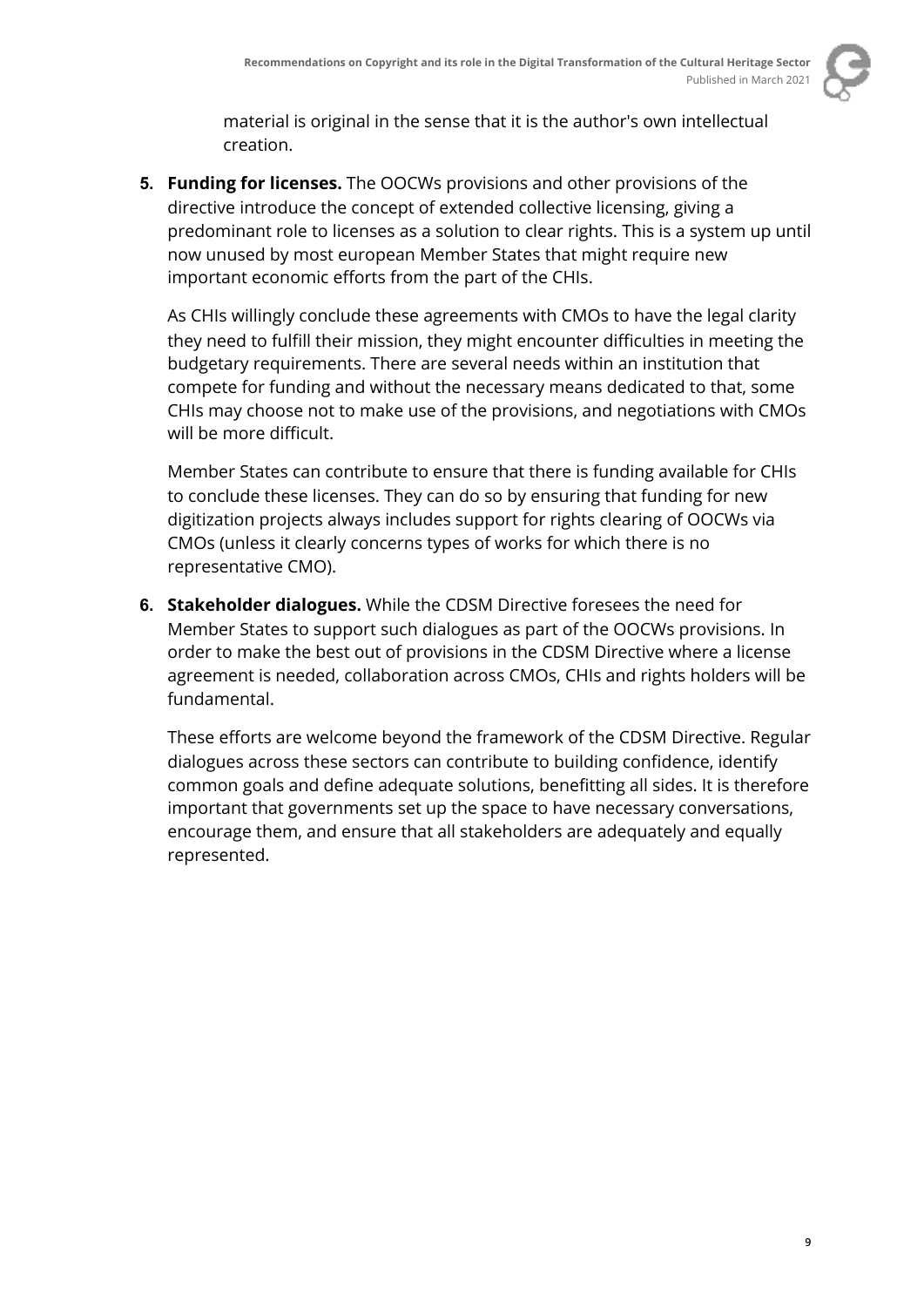material is original in the sense that it is the author's own intellectual creation.

5. **Funding for licenses.** The OOCWs provisions and other provisions of the directive introduce the concept of extended collective licensing, giving a predominant role to licenses as a solution to clear rights. This is a system up until now unused by most european Member States that might require new important economic efforts from the part of the CHIs.

   As CHIs willingly conclude these agreements with CMOs to have the legal clarity they need to fulfill their mission, they might encounter difficulties in meeting the budgetary requirements. There are several needs within an institution that compete for funding and without the necessary means dedicated to that, some CHIs may choose not to make use of the provisions, and negotiations with CMOs will be more difficult.

   Member States can contribute to ensure that there is funding available for CHIs to conclude these licenses. They can do so by ensuring that funding for new digitization projects always includes support for rights clearing of OOCWs via CMOs (unless it clearly concerns types of works for which there is no representative CMO).

6. **Stakeholder dialogues.** While the CDSM Directive foresees the need for Member States to support such dialogues as part of the OOCWs provisions. In order to make the best out of provisions in the CDSM Directive where a license agreement is needed, collaboration across CMOs, CHIs and rights holders will be fundamental.

   These efforts are welcome beyond the framework of the CDSM Directive. Regular dialogues across these sectors can contribute to building confidence, identify common goals and define adequate solutions, benefitting all sides. It is therefore important that governments set up the space to have necessary conversations, encourage them, and ensure that all stakeholders are adequately and equally represented.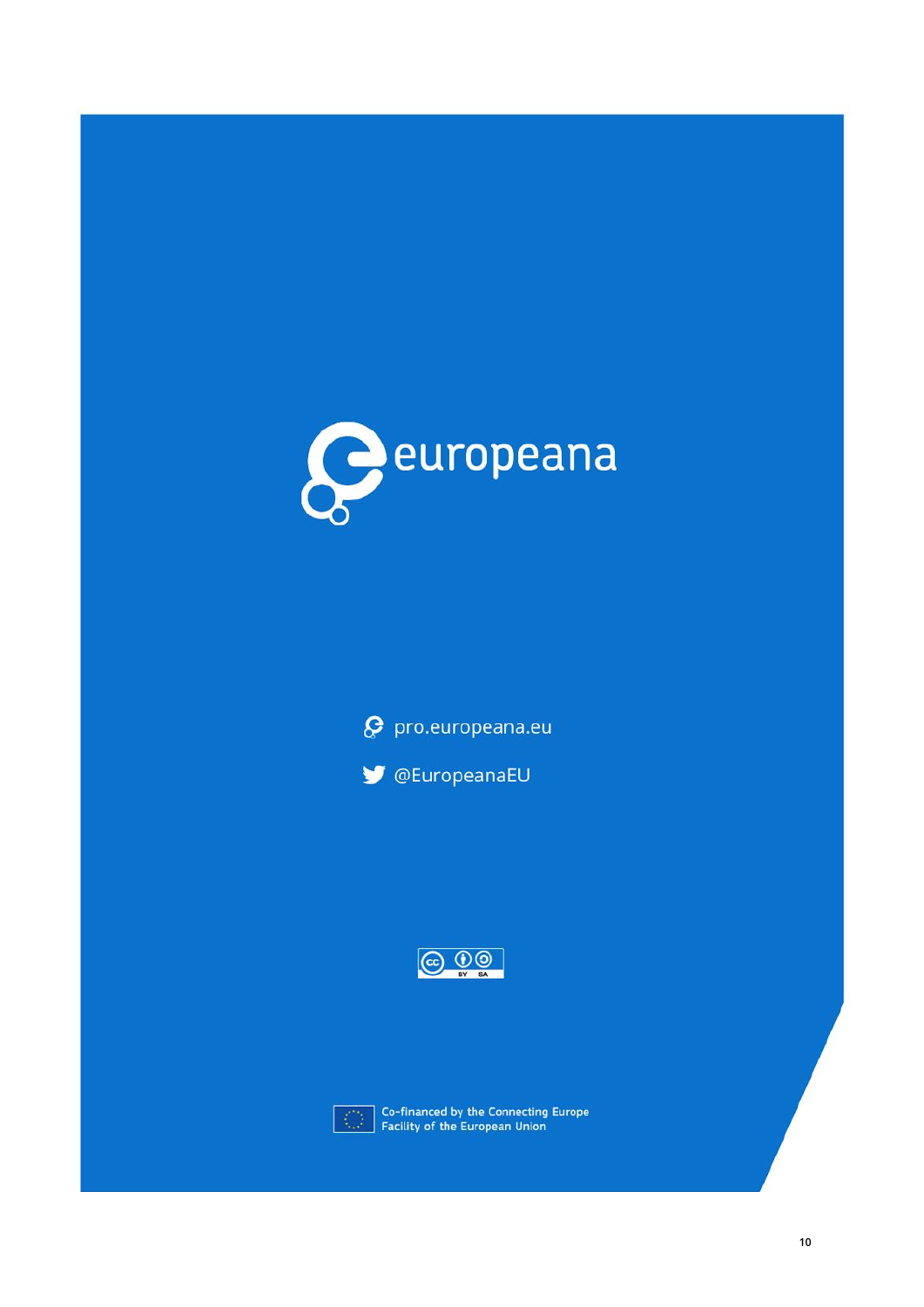europeana

pro.europeana.eu

@EuropeanaEU

Co-financed by the Connecting Europe Facility of the European Union